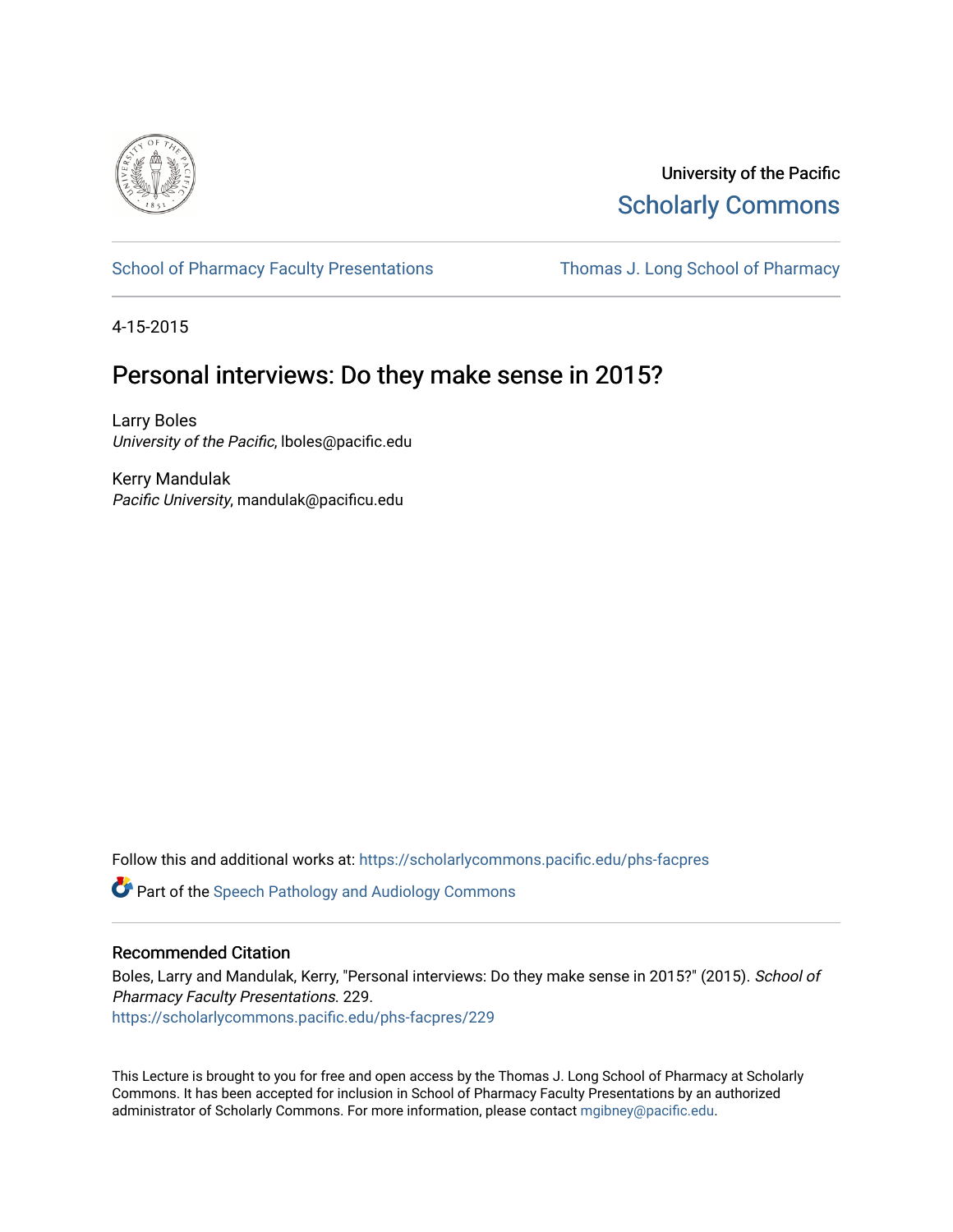University of the Pacific
Scholarly Commons

School of Pharmacy Faculty Presentations | Thomas J. Long School of Pharmacy

4-15-2015

# Personal interviews: Do they make sense in 2015?

Larry Boles
*University of the Pacific*, lboles@pacific.edu

Kerry Mandulak
*Pacific University*, mandulak@pacificu.edu

Follow this and additional works at: https://scholarlycommons.pacific.edu/phs-facpres

Part of the Speech Pathology and Audiology Commons

## Recommended Citation

Boles, Larry and Mandulak, Kerry, "Personal interviews: Do they make sense in 2015?" (2015). *School of Pharmacy Faculty Presentations*. 229.
https://scholarlycommons.pacific.edu/phs-facpres/229

This Lecture is brought to you for free and open access by the Thomas J. Long School of Pharmacy at Scholarly Commons. It has been accepted for inclusion in School of Pharmacy Faculty Presentations by an authorized administrator of Scholarly Commons. For more information, please contact mgibney@pacific.edu.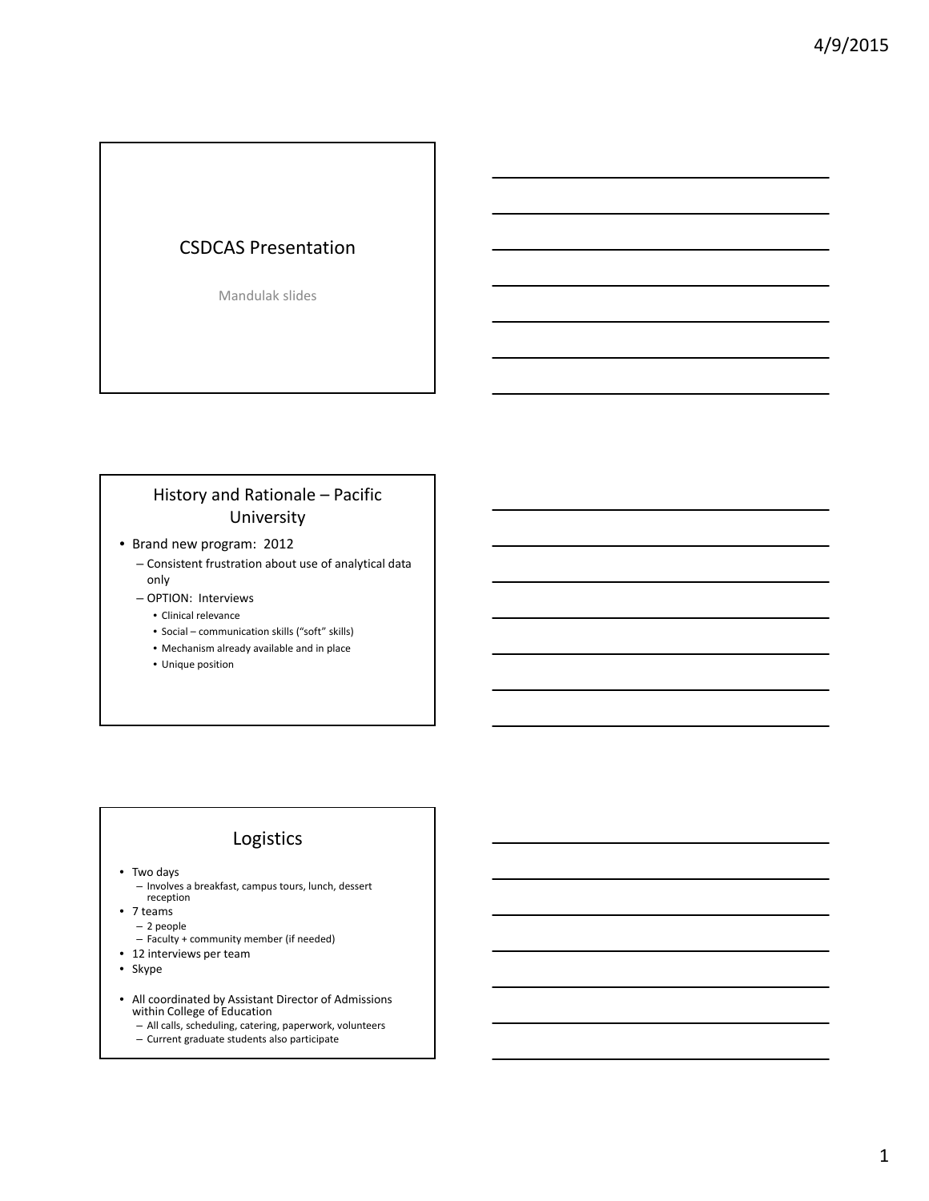# CSDCAS Presentation

Mandulak slides

## History and Rationale – Pacific University

- Brand new program: 2012
  - Consistent frustration about use of analytical data only
  - OPTION: Interviews
    - Clinical relevance
    - Social – communication skills ("soft" skills)
    - Mechanism already available and in place
    - Unique position

## Logistics

- Two days
  - Involves a breakfast, campus tours, lunch, dessert reception
- 7 teams
  - 2 people
  - Faculty + community member (if needed)
- 12 interviews per team
- Skype

- All coordinated by Assistant Director of Admissions within College of Education
  - All calls, scheduling, catering, paperwork, volunteers
  - Current graduate students also participate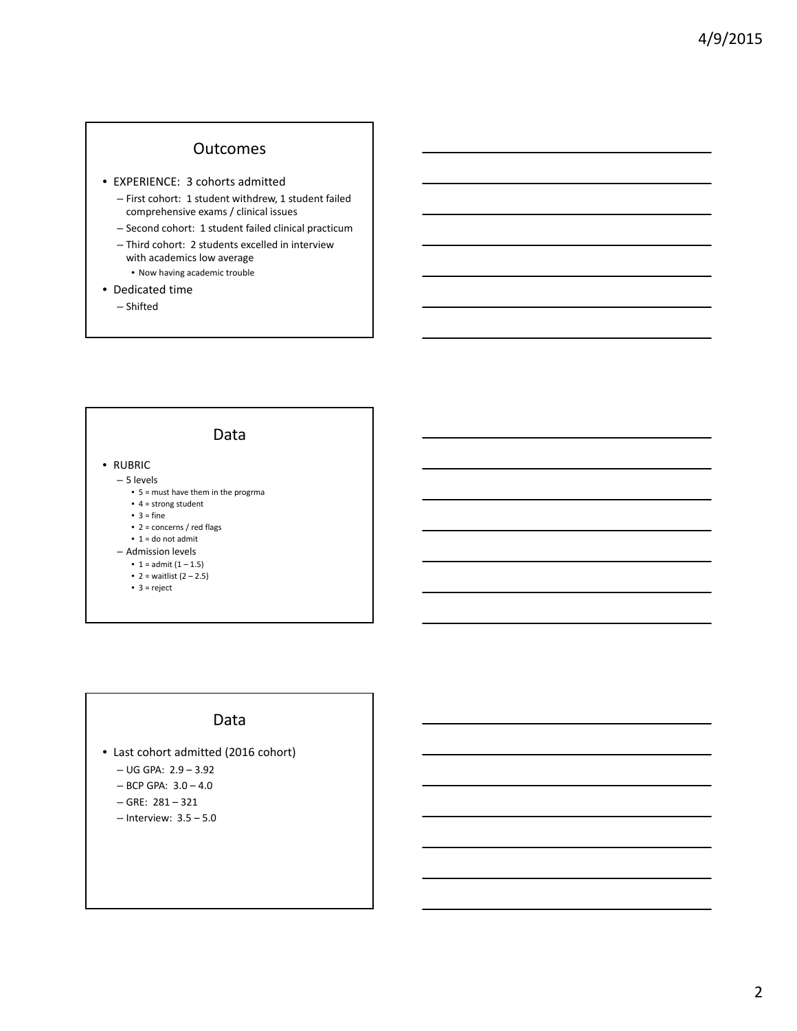## Outcomes

- EXPERIENCE: 3 cohorts admitted
  - First cohort: 1 student withdrew, 1 student failed comprehensive exams / clinical issues
  - Second cohort: 1 student failed clinical practicum
  - Third cohort: 2 students excelled in interview with academics low average
    - Now having academic trouble
- Dedicated time
  - Shifted

## Data

- RUBRIC
  - 5 levels
    - 5 = must have them in the progrma
    - 4 = strong student
    - 3 = fine
    - 2 = concerns / red flags
    - 1 = do not admit
  - Admission levels
    - 1 = admit (1 – 1.5)
    - 2 = waitlist (2 – 2.5)
    - 3 = reject

## Data

- Last cohort admitted (2016 cohort)
  - UG GPA: 2.9 – 3.92
  - BCP GPA: 3.0 – 4.0
  - GRE: 281 – 321
  - Interview: 3.5 – 5.0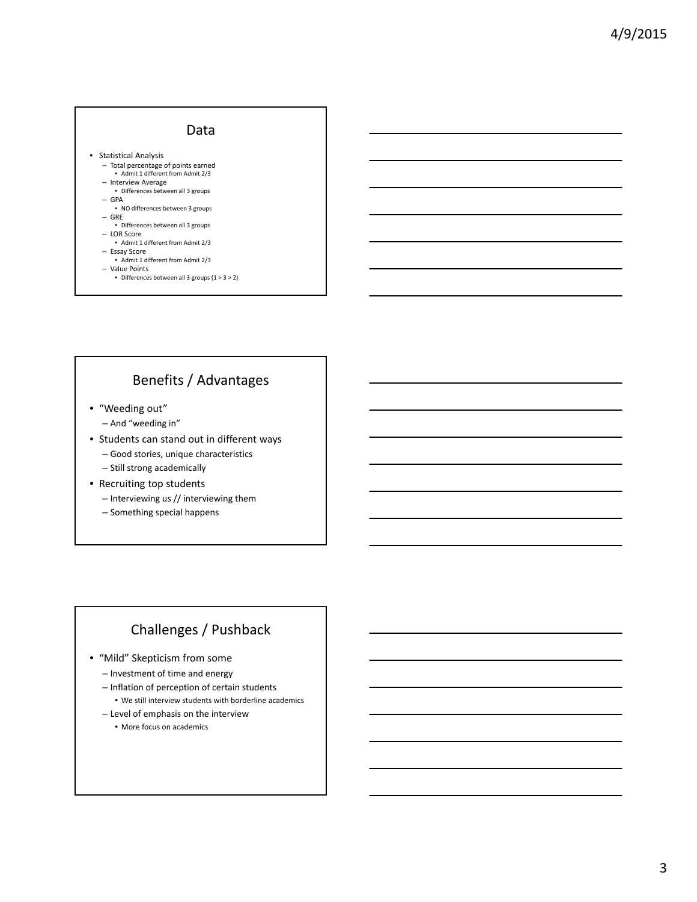## Data

- Statistical Analysis
  - Total percentage of points earned
    - Admit 1 different from Admit 2/3
  - Interview Average
    - Differences between all 3 groups
  - GPA
    - NO differences between 3 groups
  - GRE
    - Differences between all 3 groups
  - LOR Score
    - Admit 1 different from Admit 2/3
  - Essay Score
    - Admit 1 different from Admit 2/3
  - Value Points
    - Differences between all 3 groups (1 > 3 > 2)

## Benefits / Advantages

- "Weeding out"
  - And "weeding in"
- Students can stand out in different ways
  - Good stories, unique characteristics
  - Still strong academically
- Recruiting top students
  - Interviewing us // interviewing them
  - Something special happens

## Challenges / Pushback

- "Mild" Skepticism from some
  - Investment of time and energy
  - Inflation of perception of certain students
    - We still interview students with borderline academics
  - Level of emphasis on the interview
    - More focus on academics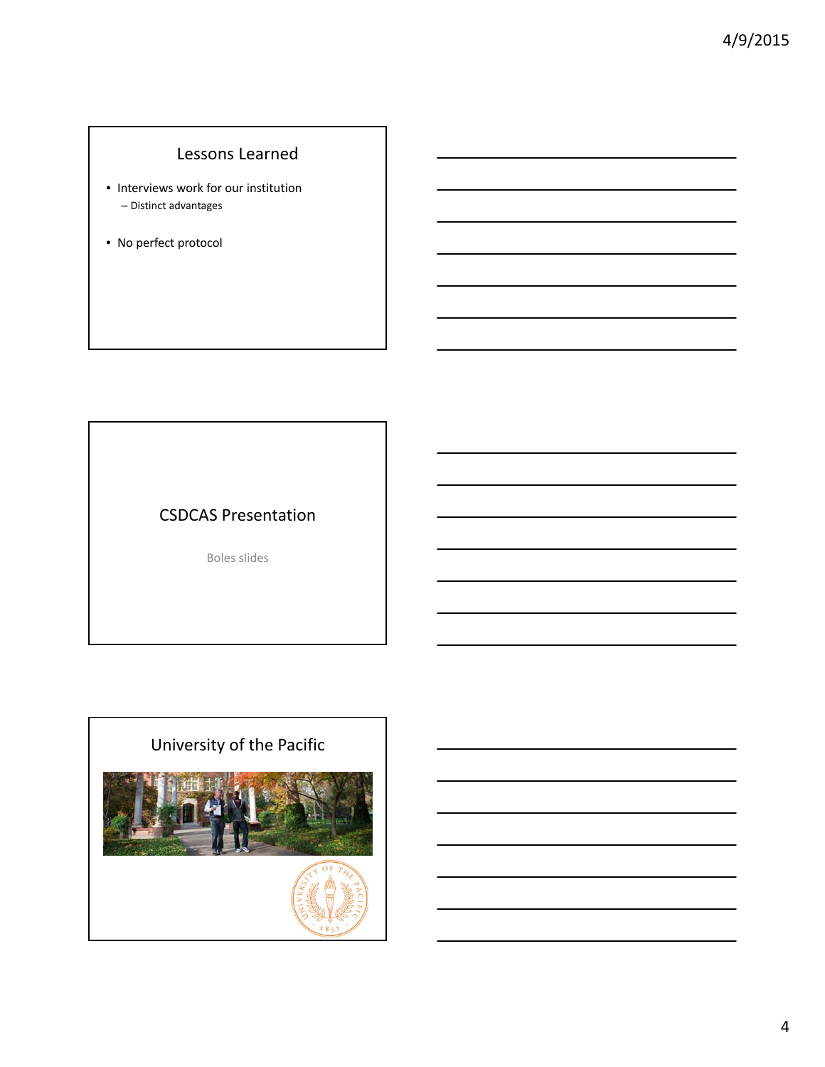## Lessons Learned

- Interviews work for our institution
  - Distinct advantages
- No perfect protocol

## CSDCAS Presentation

Boles slides

## University of the Pacific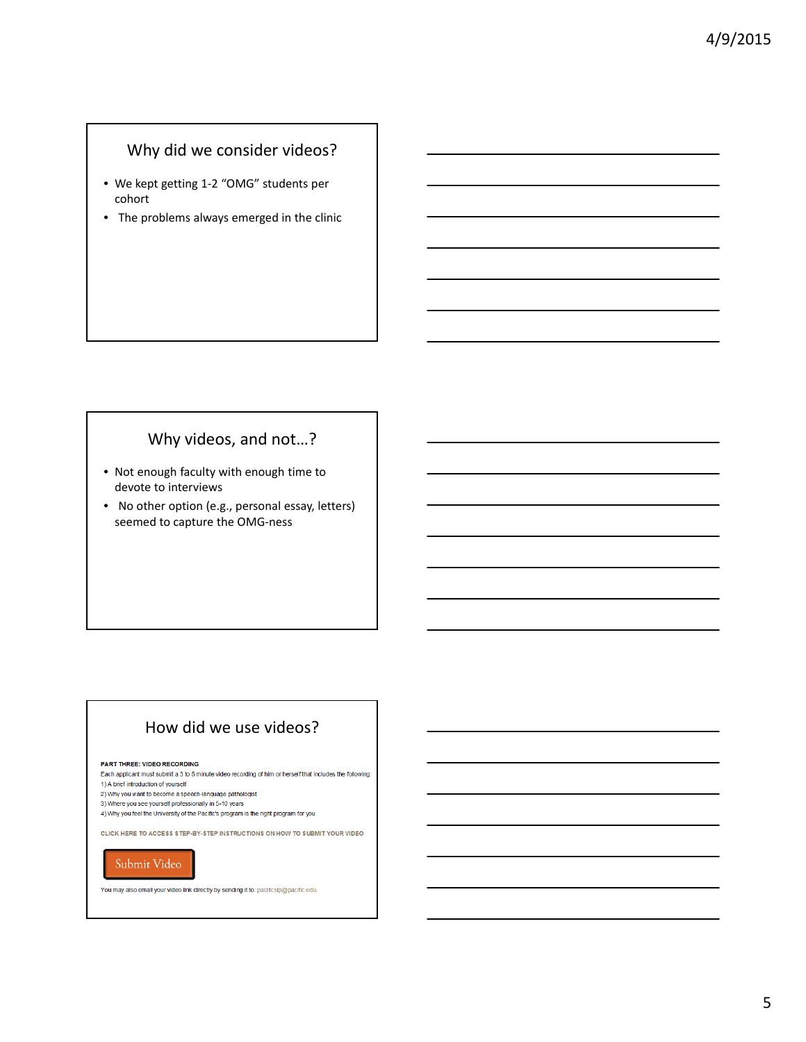## Why did we consider videos?

- We kept getting 1-2 “OMG” students per cohort
- The problems always emerged in the clinic

## Why videos, and not…?

- Not enough faculty with enough time to devote to interviews
- No other option (e.g., personal essay, letters) seemed to capture the OMG-ness

## How did we use videos?

**PART THREE: VIDEO RECORDING**

Each applicant must submit a 3 to 5 minute video recording of him or herself that includes the following:

1) A brief introduction of yourself
2) Why you want to become a speech-language pathologist
3) Where you see yourself professionally in 5-10 years
4) Why you feel the University of the Pacific's program is the right program for you

CLICK HERE TO ACCESS STEP-BY-STEP INSTRUCTIONS ON HOW TO SUBMIT YOUR VIDEO

Submit Video

You may also email your video link directly by sending it to: pacificslp@pacific.edu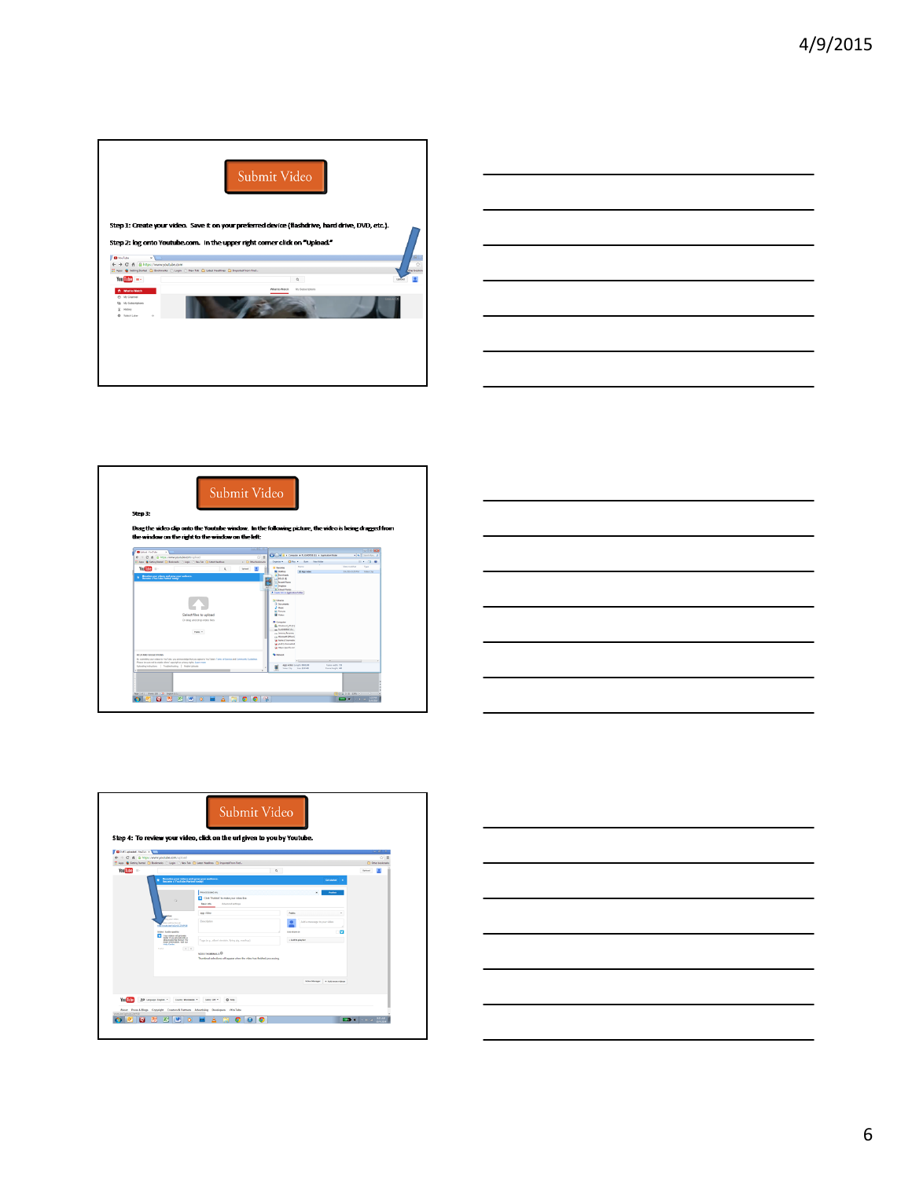## Submit Video

Step 1: Create your video. Save it on your preferred device (flashdrive, hard drive, DVD, etc.).

Step 2: log onto Youtube.com. In the upper right corner click on "Upload."

## Submit Video

Step 3:

Drag the video clip onto the Youtube window. In the following picture, the video is being dragged from the window on the right to the window on the left:

## Submit Video

Step 4: To review your video, click on the url given to you by Youtube.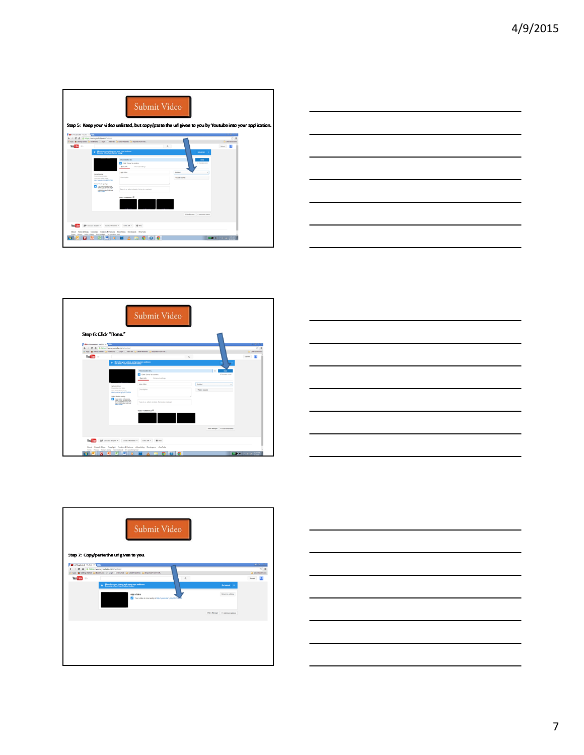## Submit Video

Step 5: Keep your video unlisted, but copy/paste the url given to you by Youtube into your application.

## Submit Video

Step 6: Click "Done."

## Submit Video

Step 7: Copy/paste the url given to you.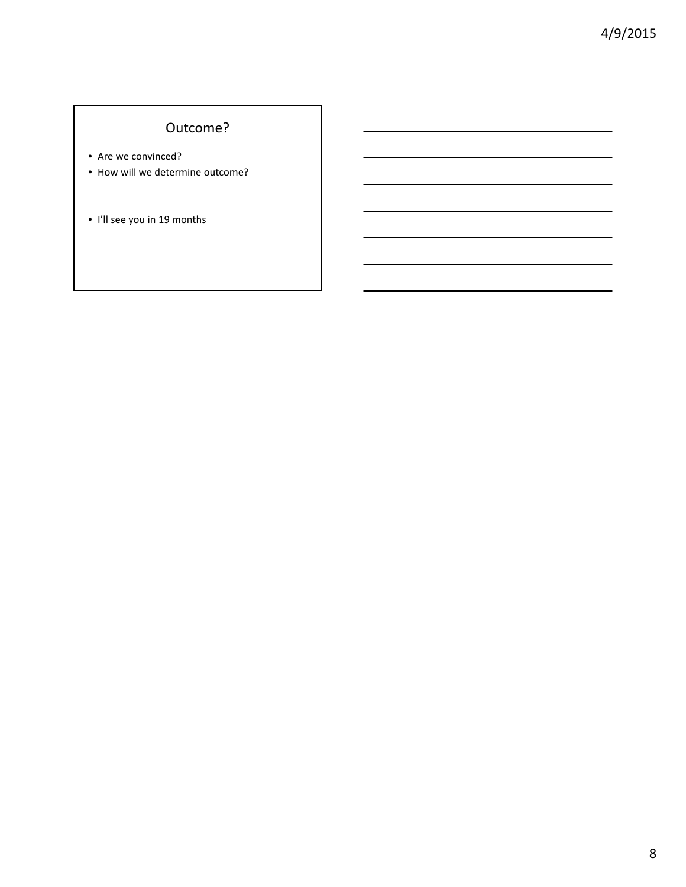## Outcome?

- Are we convinced?
- How will we determine outcome?

- I'll see you in 19 months